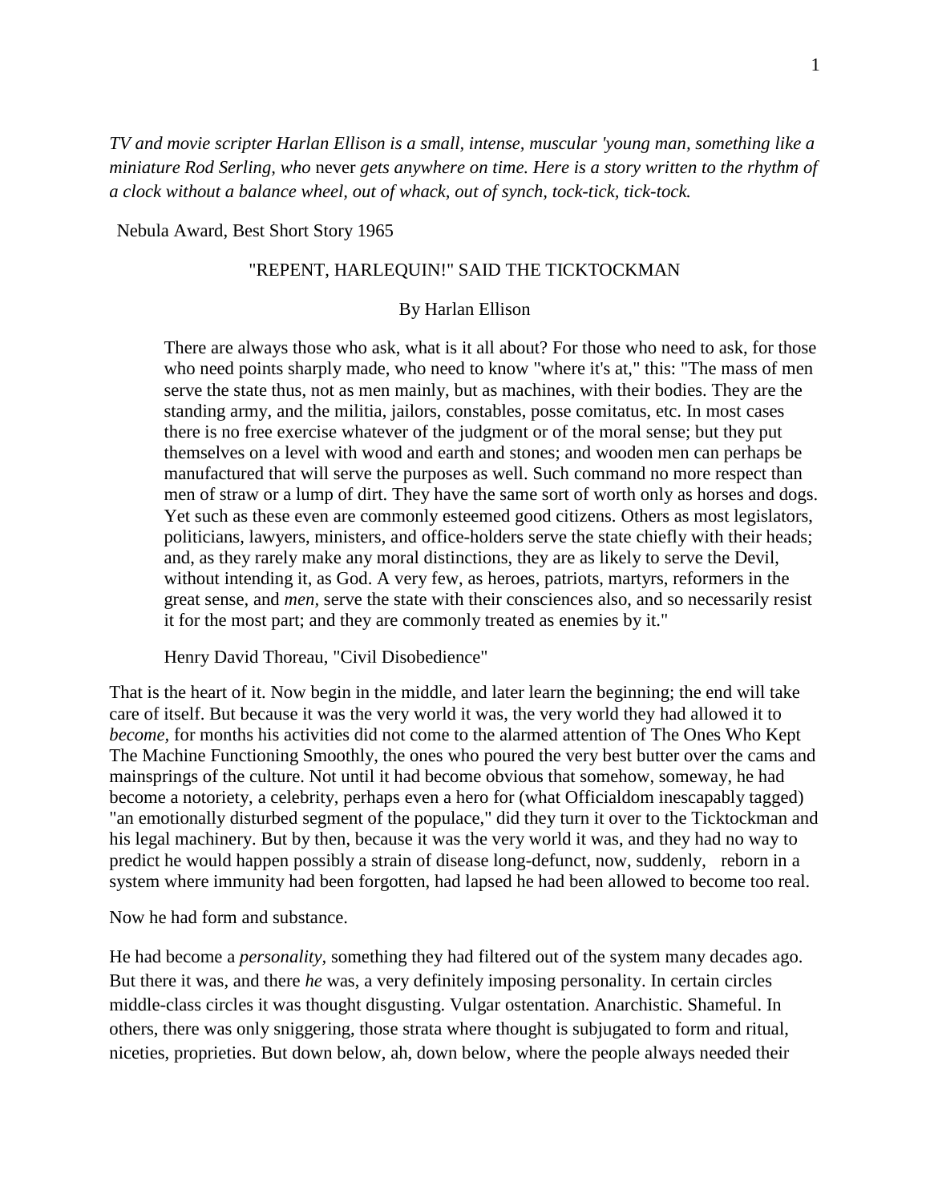*TV and movie scripter Harlan Ellison is a small, intense, muscular 'young man, something like a miniature Rod Serling, who* never *gets anywhere on time. Here is a story written to the rhythm of a clock without a balance wheel, out of whack, out of synch, tock-tick, tick-tock.*

Nebula Award, Best Short Story 1965

# "REPENT, HARLEQUIN!" SAID THE TICKTOCKMAN

By Harlan Ellison

> There are always those who ask, what is it all about? For those who need to ask, for those who need points sharply made, who need to know "where it's at," this: "The mass of men serve the state thus, not as men mainly, but as machines, with their bodies. They are the standing army, and the militia, jailors, constables, posse comitatus, etc. In most cases there is no free exercise whatever of the judgment or of the moral sense; but they put themselves on a level with wood and earth and stones; and wooden men can perhaps be manufactured that will serve the purposes as well. Such command no more respect than men of straw or a lump of dirt. They have the same sort of worth only as horses and dogs. Yet such as these even are commonly esteemed good citizens. Others as most legislators, politicians, lawyers, ministers, and office-holders serve the state chiefly with their heads; and, as they rarely make any moral distinctions, they are as likely to serve the Devil, without intending it, as God. A very few, as heroes, patriots, martyrs, reformers in the great sense, and *men,* serve the state with their consciences also, and so necessarily resist it for the most part; and they are commonly treated as enemies by it."
>
> Henry David Thoreau, "Civil Disobedience"

That is the heart of it. Now begin in the middle, and later learn the beginning; the end will take care of itself. But because it was the very world it was, the very world they had allowed it to *become,* for months his activities did not come to the alarmed attention of The Ones Who Kept The Machine Functioning Smoothly, the ones who poured the very best butter over the cams and mainsprings of the culture. Not until it had become obvious that somehow, someway, he had become a notoriety, a celebrity, perhaps even a hero for (what Officialdom inescapably tagged) "an emotionally disturbed segment of the populace," did they turn it over to the Ticktockman and his legal machinery. But by then, because it was the very world it was, and they had no way to predict he would happen possibly a strain of disease long-defunct, now, suddenly, reborn in a system where immunity had been forgotten, had lapsed he had been allowed to become too real.

Now he had form and substance.

He had become a *personality,* something they had filtered out of the system many decades ago. But there it was, and there *he* was, a very definitely imposing personality. In certain circles middle-class circles it was thought disgusting. Vulgar ostentation. Anarchistic. Shameful. In others, there was only sniggering, those strata where thought is subjugated to form and ritual, niceties, proprieties. But down below, ah, down below, where the people always needed their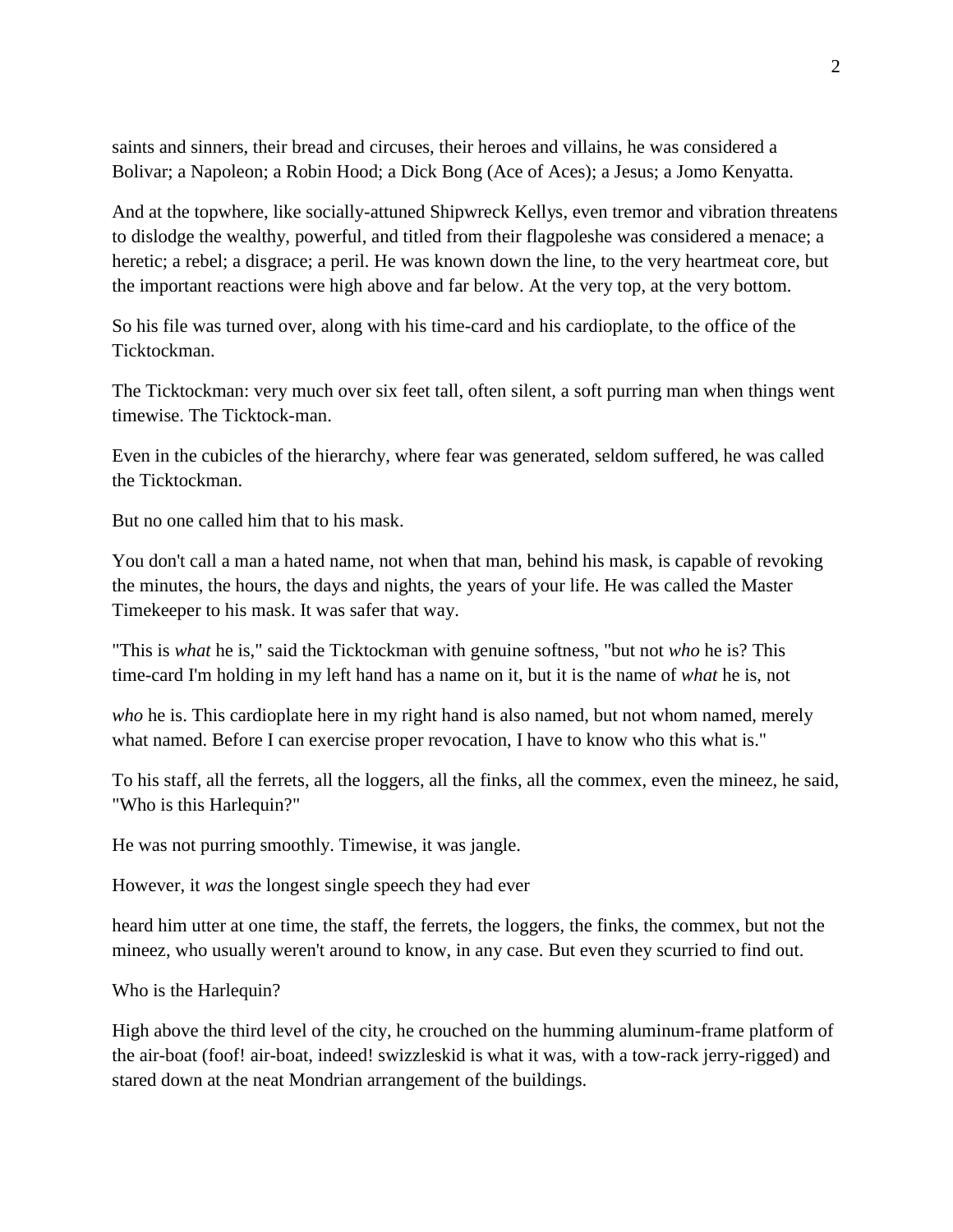saints and sinners, their bread and circuses, their heroes and villains, he was considered a Bolivar; a Napoleon; a Robin Hood; a Dick Bong (Ace of Aces); a Jesus; a Jomo Kenyatta.

And at the topwhere, like socially-attuned Shipwreck Kellys, even tremor and vibration threatens to dislodge the wealthy, powerful, and titled from their flagpoleshe was considered a menace; a heretic; a rebel; a disgrace; a peril. He was known down the line, to the very heartmeat core, but the important reactions were high above and far below. At the very top, at the very bottom.

So his file was turned over, along with his time-card and his cardioplate, to the office of the Ticktockman.

The Ticktockman: very much over six feet tall, often silent, a soft purring man when things went timewise. The Ticktock-man.

Even in the cubicles of the hierarchy, where fear was generated, seldom suffered, he was called the Ticktockman.

But no one called him that to his mask.

You don't call a man a hated name, not when that man, behind his mask, is capable of revoking the minutes, the hours, the days and nights, the years of your life. He was called the Master Timekeeper to his mask. It was safer that way.

"This is *what* he is," said the Ticktockman with genuine softness, "but not *who* he is? This time-card I'm holding in my left hand has a name on it, but it is the name of *what* he is, not *who* he is. This cardioplate here in my right hand is also named, but not whom named, merely what named. Before I can exercise proper revocation, I have to know who this what is."

To his staff, all the ferrets, all the loggers, all the finks, all the commex, even the mineez, he said, "Who is this Harlequin?"

He was not purring smoothly. Timewise, it was jangle.

However, it *was* the longest single speech they had ever heard him utter at one time, the staff, the ferrets, the loggers, the finks, the commex, but not the mineez, who usually weren't around to know, in any case. But even they scurried to find out.

Who is the Harlequin?

High above the third level of the city, he crouched on the humming aluminum-frame platform of the air-boat (foof! air-boat, indeed! swizzleskid is what it was, with a tow-rack jerry-rigged) and stared down at the neat Mondrian arrangement of the buildings.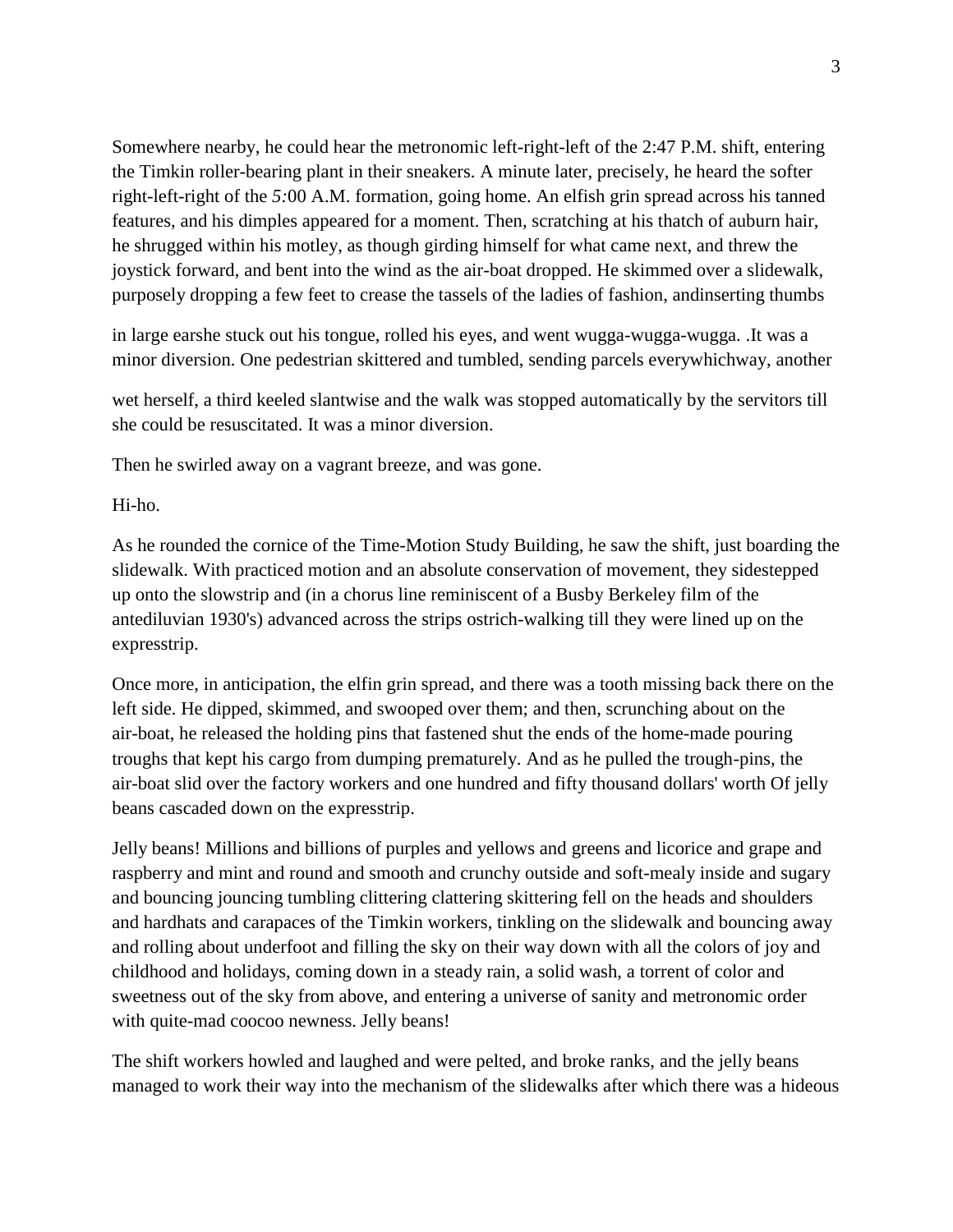Somewhere nearby, he could hear the metronomic left-right-left of the 2:47 P.M. shift, entering the Timkin roller-bearing plant in their sneakers. A minute later, precisely, he heard the softer right-left-right of the *5:*00 A.M. formation, going home. An elfish grin spread across his tanned features, and his dimples appeared for a moment. Then, scratching at his thatch of auburn hair, he shrugged within his motley, as though girding himself for what came next, and threw the joystick forward, and bent into the wind as the air-boat dropped. He skimmed over a slidewalk, purposely dropping a few feet to crease the tassels of the ladies of fashion, andinserting thumbs

in large earshe stuck out his tongue, rolled his eyes, and went wugga-wugga-wugga. .It was a minor diversion. One pedestrian skittered and tumbled, sending parcels everywhichway, another

wet herself, a third keeled slantwise and the walk was stopped automatically by the servitors till she could be resuscitated. It was a minor diversion.

Then he swirled away on a vagrant breeze, and was gone.

Hi-ho.

As he rounded the cornice of the Time-Motion Study Building, he saw the shift, just boarding the slidewalk. With practiced motion and an absolute conservation of movement, they sidestepped up onto the slowstrip and (in a chorus line reminiscent of a Busby Berkeley film of the antediluvian 1930's) advanced across the strips ostrich-walking till they were lined up on the expresstrip.

Once more, in anticipation, the elfin grin spread, and there was a tooth missing back there on the left side. He dipped, skimmed, and swooped over them; and then, scrunching about on the air-boat, he released the holding pins that fastened shut the ends of the home-made pouring troughs that kept his cargo from dumping prematurely. And as he pulled the trough-pins, the air-boat slid over the factory workers and one hundred and fifty thousand dollars' worth Of jelly beans cascaded down on the expresstrip.

Jelly beans! Millions and billions of purples and yellows and greens and licorice and grape and raspberry and mint and round and smooth and crunchy outside and soft-mealy inside and sugary and bouncing jouncing tumbling clittering clattering skittering fell on the heads and shoulders and hardhats and carapaces of the Timkin workers, tinkling on the slidewalk and bouncing away and rolling about underfoot and filling the sky on their way down with all the colors of joy and childhood and holidays, coming down in a steady rain, a solid wash, a torrent of color and sweetness out of the sky from above, and entering a universe of sanity and metronomic order with quite-mad coocoo newness. Jelly beans!

The shift workers howled and laughed and were pelted, and broke ranks, and the jelly beans managed to work their way into the mechanism of the slidewalks after which there was a hideous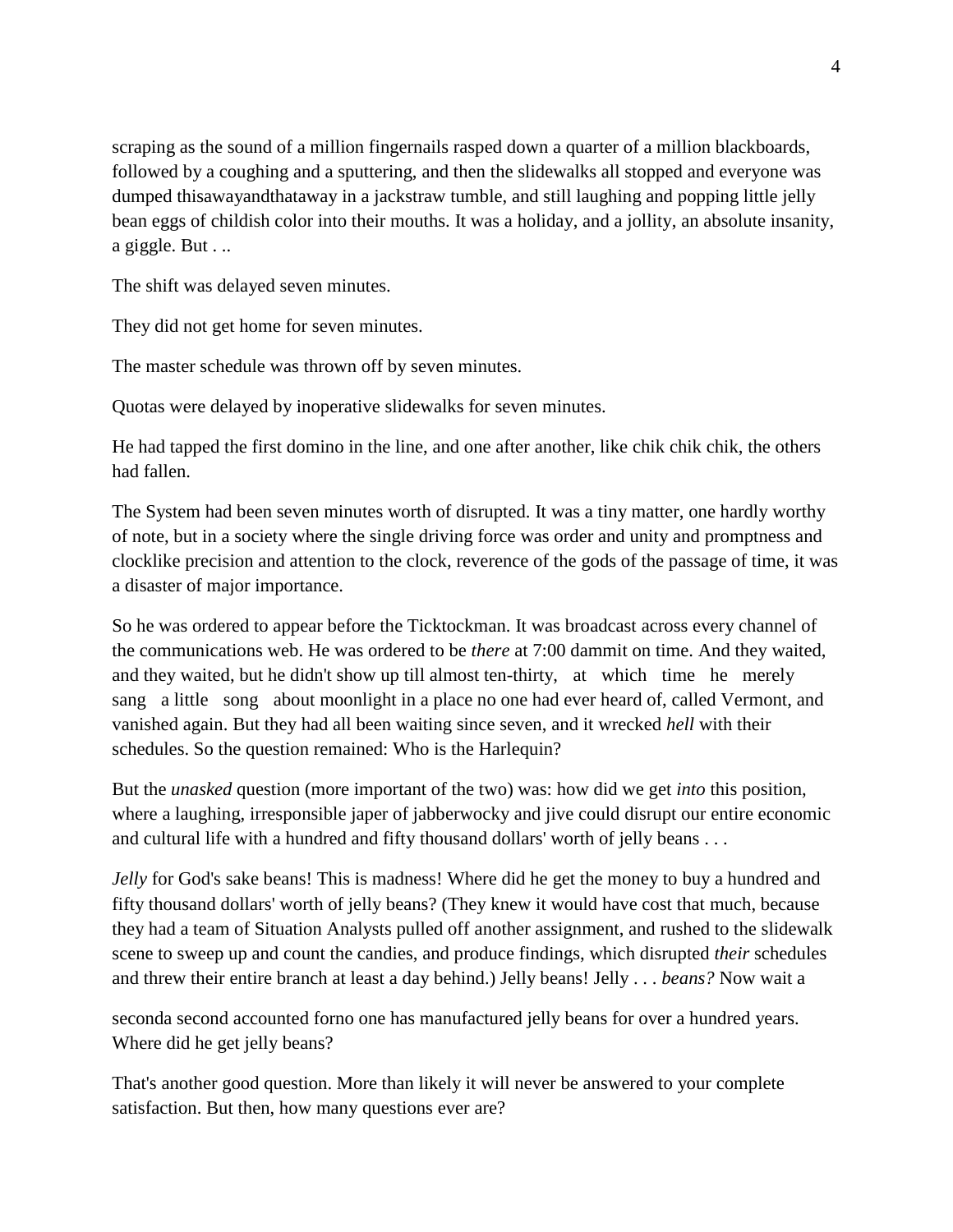scraping as the sound of a million fingernails rasped down a quarter of a million blackboards, followed by a coughing and a sputtering, and then the slidewalks all stopped and everyone was dumped thisawayandthataway in a jackstraw tumble, and still laughing and popping little jelly bean eggs of childish color into their mouths. It was a holiday, and a jollity, an absolute insanity, a giggle. But . ..

The shift was delayed seven minutes.

They did not get home for seven minutes.

The master schedule was thrown off by seven minutes.

Quotas were delayed by inoperative slidewalks for seven minutes.

He had tapped the first domino in the line, and one after another, like chik chik chik, the others had fallen.

The System had been seven minutes worth of disrupted. It was a tiny matter, one hardly worthy of note, but in a society where the single driving force was order and unity and promptness and clocklike precision and attention to the clock, reverence of the gods of the passage of time, it was a disaster of major importance.

So he was ordered to appear before the Ticktockman. It was broadcast across every channel of the communications web. He was ordered to be *there* at 7:00 dammit on time. And they waited, and they waited, but he didn't show up till almost ten-thirty, at which time he merely sang a little song about moonlight in a place no one had ever heard of, called Vermont, and vanished again. But they had all been waiting since seven, and it wrecked *hell* with their schedules. So the question remained: Who is the Harlequin?

But the *unasked* question (more important of the two) was: how did we get *into* this position, where a laughing, irresponsible japer of jabberwocky and jive could disrupt our entire economic and cultural life with a hundred and fifty thousand dollars' worth of jelly beans . . .

*Jelly* for God's sake beans! This is madness! Where did he get the money to buy a hundred and fifty thousand dollars' worth of jelly beans? (They knew it would have cost that much, because they had a team of Situation Analysts pulled off another assignment, and rushed to the slidewalk scene to sweep up and count the candies, and produce findings, which disrupted *their* schedules and threw their entire branch at least a day behind.) Jelly beans! Jelly . . . *beans?* Now wait a

seconda second accounted forno one has manufactured jelly beans for over a hundred years. Where did he get jelly beans?

That's another good question. More than likely it will never be answered to your complete satisfaction. But then, how many questions ever are?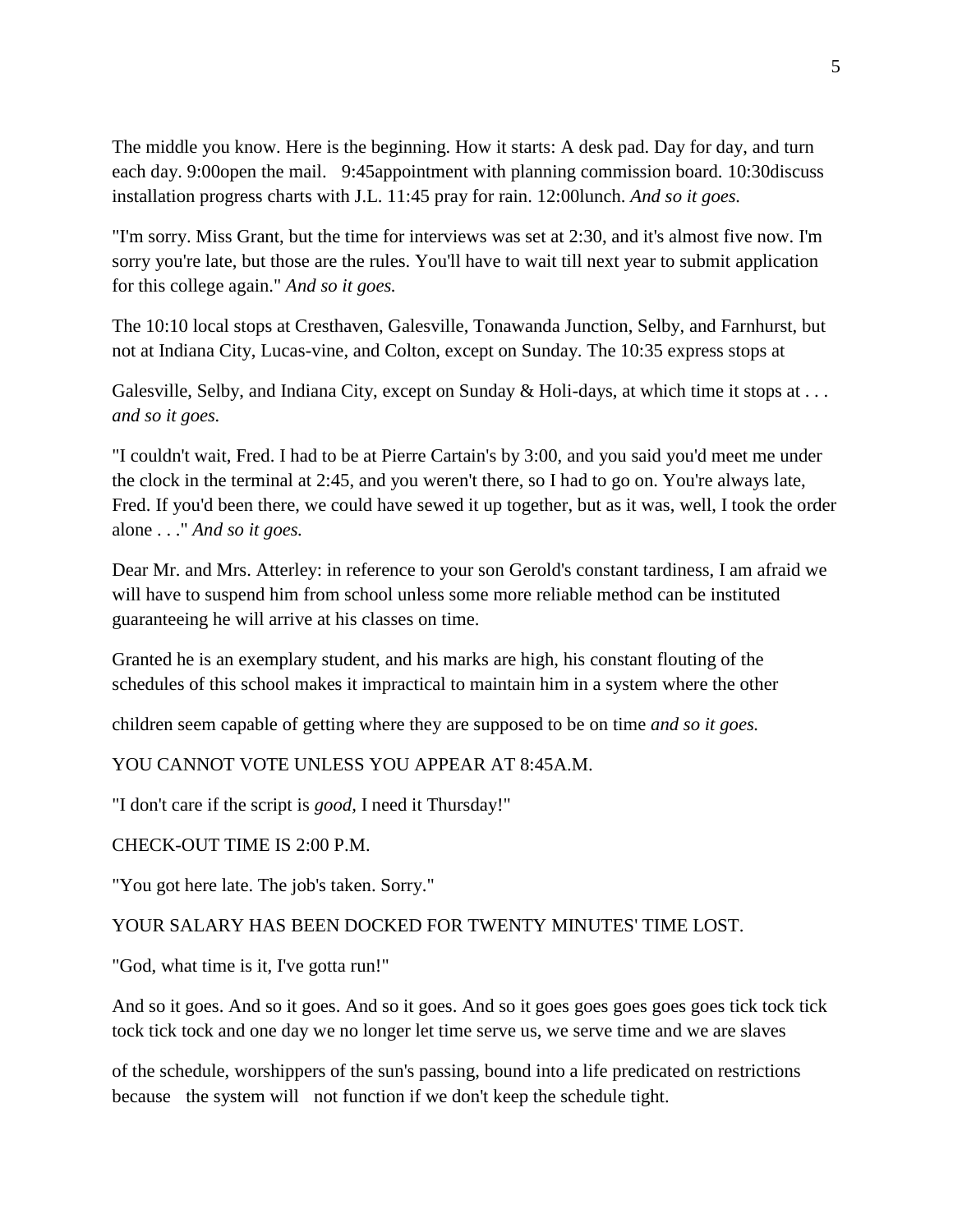The middle you know. Here is the beginning. How it starts: A desk pad. Day for day, and turn each day. 9:00open the mail. 9:45appointment with planning commission board. 10:30discuss installation progress charts with J.L. 11:45 pray for rain. 12:00lunch. *And so it goes.*

"I'm sorry. Miss Grant, but the time for interviews was set at 2:30, and it's almost five now. I'm sorry you're late, but those are the rules. You'll have to wait till next year to submit application for this college again." *And so it goes.*

The 10:10 local stops at Cresthaven, Galesville, Tonawanda Junction, Selby, and Farnhurst, but not at Indiana City, Lucas-vine, and Colton, except on Sunday. The 10:35 express stops at Galesville, Selby, and Indiana City, except on Sunday & Holi-days, at which time it stops at . . . *and so it goes.*

"I couldn't wait, Fred. I had to be at Pierre Cartain's by 3:00, and you said you'd meet me under the clock in the terminal at 2:45, and you weren't there, so I had to go on. You're always late, Fred. If you'd been there, we could have sewed it up together, but as it was, well, I took the order alone . . ." *And so it goes.*

Dear Mr. and Mrs. Atterley: in reference to your son Gerold's constant tardiness, I am afraid we will have to suspend him from school unless some more reliable method can be instituted guaranteeing he will arrive at his classes on time.

Granted he is an exemplary student, and his marks are high, his constant flouting of the schedules of this school makes it impractical to maintain him in a system where the other children seem capable of getting where they are supposed to be on time *and so it goes.*

YOU CANNOT VOTE UNLESS YOU APPEAR AT 8:45A.M.

"I don't care if the script is *good*, I need it Thursday!"

CHECK-OUT TIME IS 2:00 P.M.

"You got here late. The job's taken. Sorry."

YOUR SALARY HAS BEEN DOCKED FOR TWENTY MINUTES' TIME LOST.

"God, what time is it, I've gotta run!"

And so it goes. And so it goes. And so it goes. And so it goes goes goes goes goes tick tock tick tock tick tock and one day we no longer let time serve us, we serve time and we are slaves of the schedule, worshippers of the sun's passing, bound into a life predicated on restrictions because the system will not function if we don't keep the schedule tight.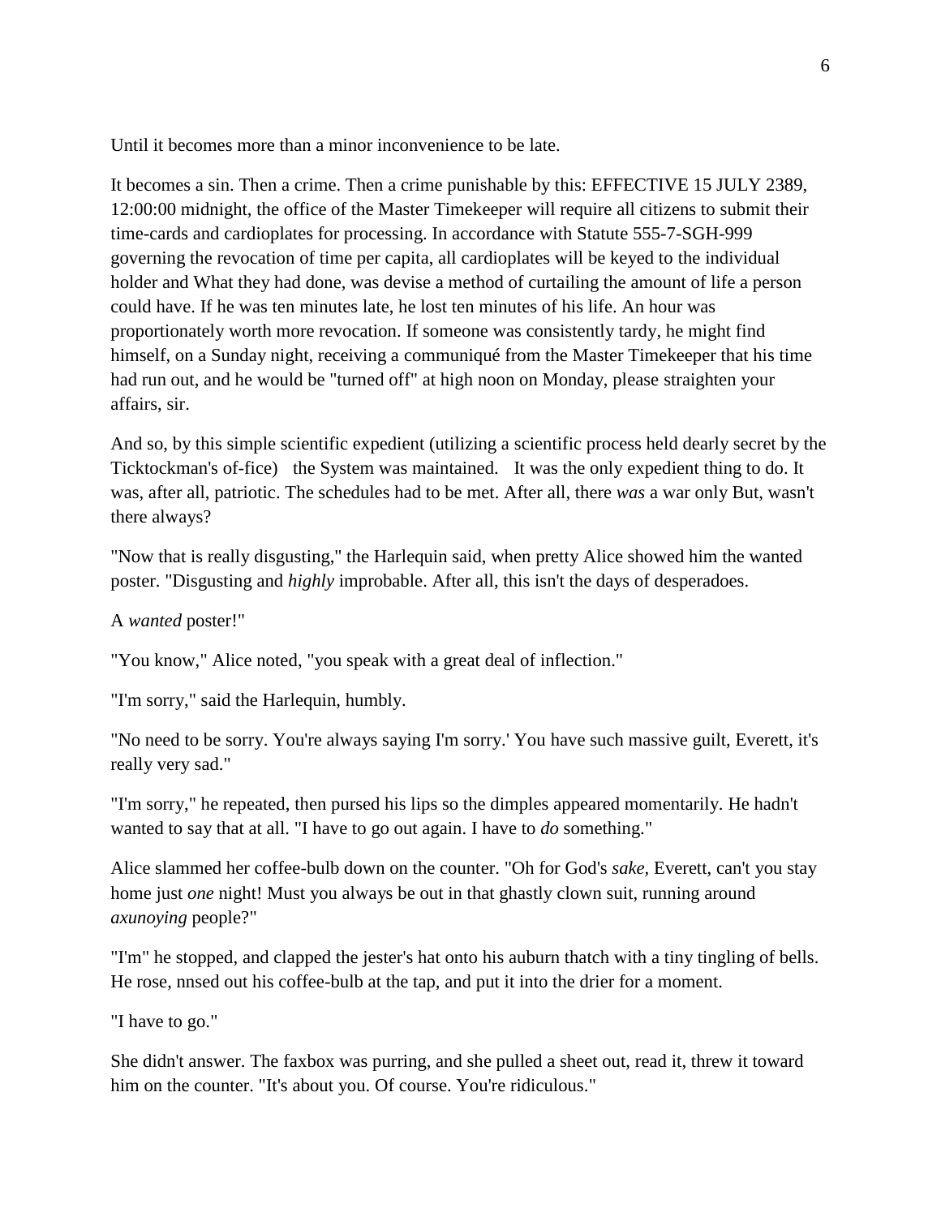Until it becomes more than a minor inconvenience to be late.

It becomes a sin. Then a crime. Then a crime punishable by this: EFFECTIVE 15 JULY 2389, 12:00:00 midnight, the office of the Master Timekeeper will require all citizens to submit their time-cards and cardioplates for processing. In accordance with Statute 555-7-SGH-999 governing the revocation of time per capita, all cardioplates will be keyed to the individual holder and What they had done, was devise a method of curtailing the amount of life a person could have. If he was ten minutes late, he lost ten minutes of his life. An hour was proportionately worth more revocation. If someone was consistently tardy, he might find himself, on a Sunday night, receiving a communiqué from the Master Timekeeper that his time had run out, and he would be "turned off" at high noon on Monday, please straighten your affairs, sir.

And so, by this simple scientific expedient (utilizing a scientific process held dearly secret by the Ticktockman's of-fice)   the System was maintained.   It was the only expedient thing to do. It was, after all, patriotic. The schedules had to be met. After all, there *was* a war only But, wasn't there always?

"Now that is really disgusting," the Harlequin said, when pretty Alice showed him the wanted poster. "Disgusting and *highly* improbable. After all, this isn't the days of desperadoes.

A *wanted* poster!"

"You know," Alice noted, "you speak with a great deal of inflection."

"I'm sorry," said the Harlequin, humbly.

"No need to be sorry. You're always saying I'm sorry.' You have such massive guilt, Everett, it's really very sad."

"I'm sorry," he repeated, then pursed his lips so the dimples appeared momentarily. He hadn't wanted to say that at all. "I have to go out again. I have to *do* something."

Alice slammed her coffee-bulb down on the counter. "Oh for God's *sake,* Everett, can't you stay home just *one* night! Must you always be out in that ghastly clown suit, running around *axunoying* people?"

"I'm" he stopped, and clapped the jester's hat onto his auburn thatch with a tiny tingling of bells. He rose, nnsed out his coffee-bulb at the tap, and put it into the drier for a moment.

"I have to go."

She didn't answer. The faxbox was purring, and she pulled a sheet out, read it, threw it toward him on the counter. "It's about you. Of course. You're ridiculous."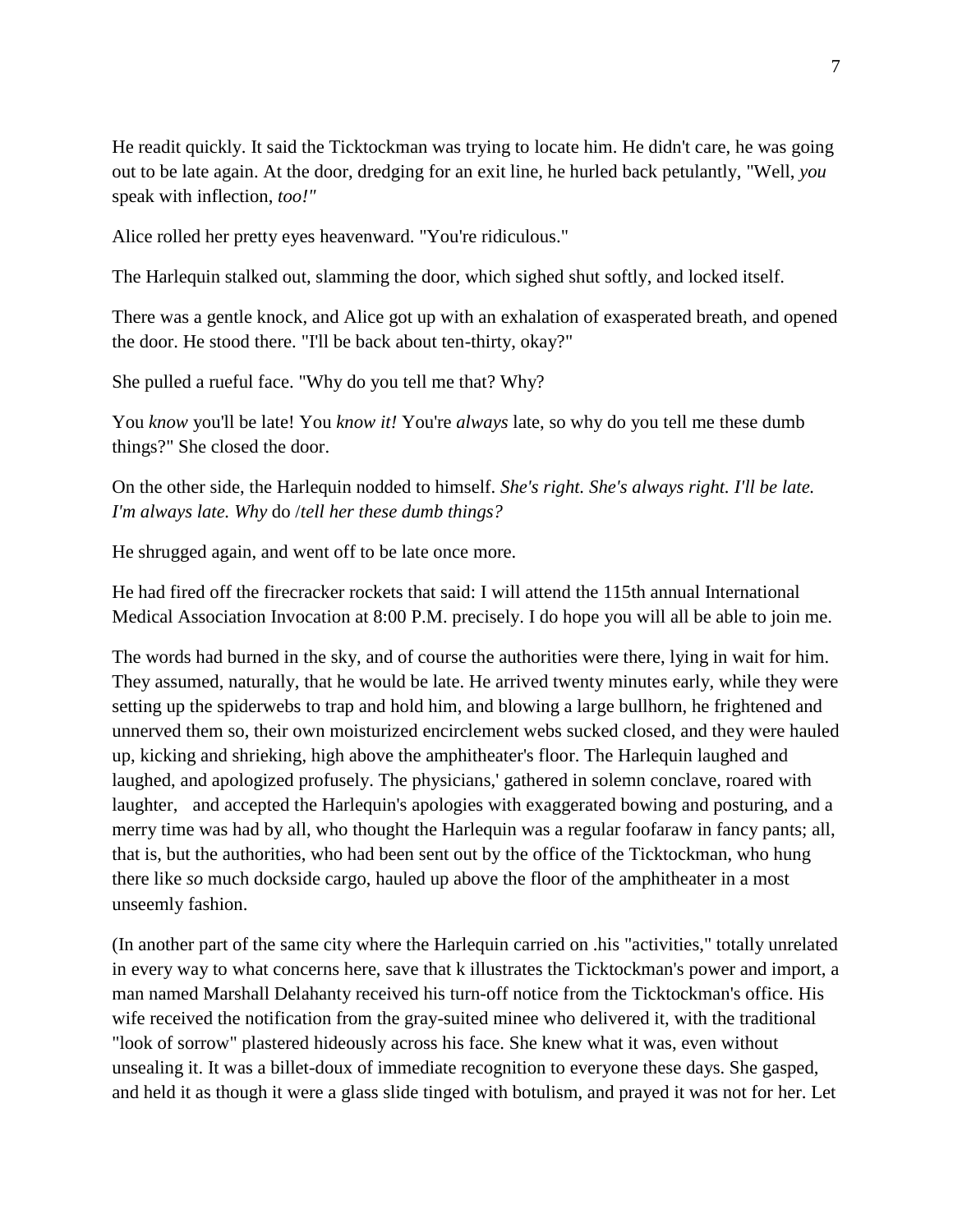He readit quickly. It said the Ticktockman was trying to locate him. He didn't care, he was going out to be late again. At the door, dredging for an exit line, he hurled back petulantly, "Well, *you* speak with inflection, *too!"*

Alice rolled her pretty eyes heavenward. "You're ridiculous."

The Harlequin stalked out, slamming the door, which sighed shut softly, and locked itself.

There was a gentle knock, and Alice got up with an exhalation of exasperated breath, and opened the door. He stood there. "I'll be back about ten-thirty, okay?"

She pulled a rueful face. "Why do you tell me that? Why?

You *know* you'll be late! You *know it!* You're *always* late, so why do you tell me these dumb things?" She closed the door.

On the other side, the Harlequin nodded to himself. *She's right. She's always right. I'll be late. I'm always late. Why* do /*tell her these dumb things?*

He shrugged again, and went off to be late once more.

He had fired off the firecracker rockets that said: I will attend the 115th annual International Medical Association Invocation at 8:00 P.M. precisely. I do hope you will all be able to join me.

The words had burned in the sky, and of course the authorities were there, lying in wait for him. They assumed, naturally, that he would be late. He arrived twenty minutes early, while they were setting up the spiderwebs to trap and hold him, and blowing a large bullhorn, he frightened and unnerved them so, their own moisturized encirclement webs sucked closed, and they were hauled up, kicking and shrieking, high above the amphitheater's floor. The Harlequin laughed and laughed, and apologized profusely. The physicians,' gathered in solemn conclave, roared with laughter, and accepted the Harlequin's apologies with exaggerated bowing and posturing, and a merry time was had by all, who thought the Harlequin was a regular foofaraw in fancy pants; all, that is, but the authorities, who had been sent out by the office of the Ticktockman, who hung there like *so* much dockside cargo, hauled up above the floor of the amphitheater in a most unseemly fashion.

(In another part of the same city where the Harlequin carried on .his "activities," totally unrelated in every way to what concerns here, save that k illustrates the Ticktockman's power and import, a man named Marshall Delahanty received his turn-off notice from the Ticktockman's office. His wife received the notification from the gray-suited minee who delivered it, with the traditional "look of sorrow" plastered hideously across his face. She knew what it was, even without unsealing it. It was a billet-doux of immediate recognition to everyone these days. She gasped, and held it as though it were a glass slide tinged with botulism, and prayed it was not for her. Let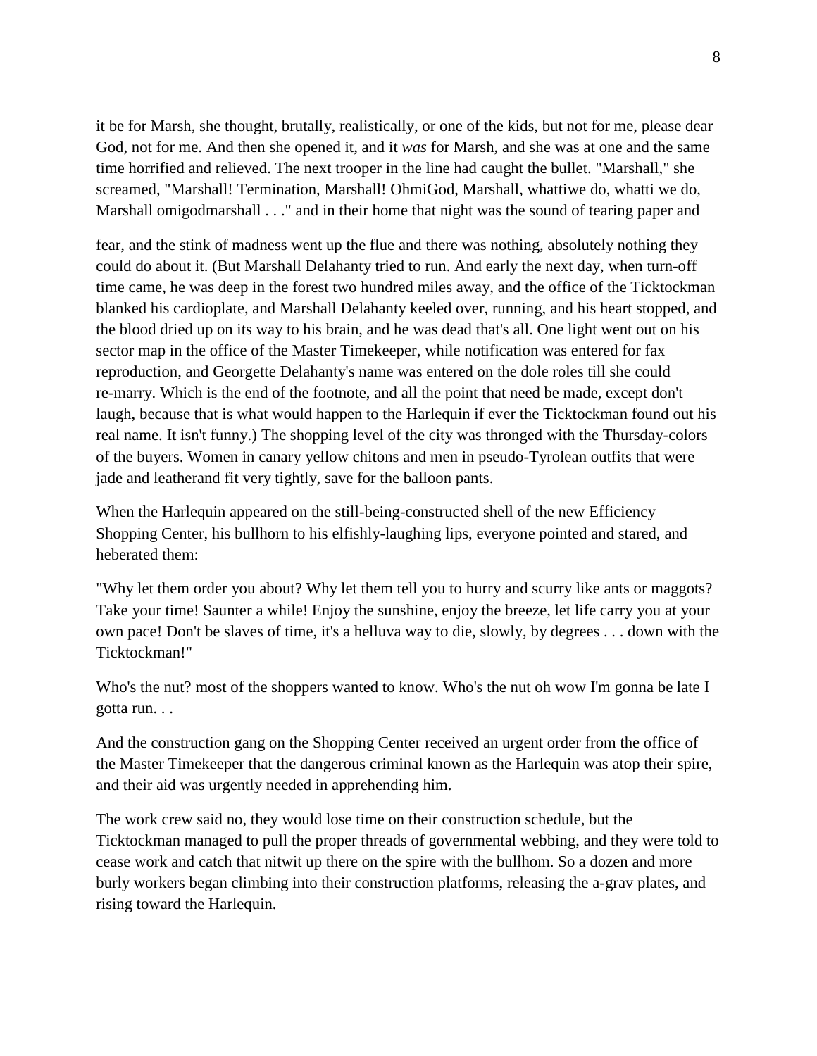it be for Marsh, she thought, brutally, realistically, or one of the kids, but not for me, please dear God, not for me. And then she opened it, and it *was* for Marsh, and she was at one and the same time horrified and relieved. The next trooper in the line had caught the bullet. "Marshall," she screamed, "Marshall! Termination, Marshall! OhmiGod, Marshall, whattiwe do, whatti we do, Marshall omigodmarshall . . ." and in their home that night was the sound of tearing paper and

fear, and the stink of madness went up the flue and there was nothing, absolutely nothing they could do about it. (But Marshall Delahanty tried to run. And early the next day, when turn-off time came, he was deep in the forest two hundred miles away, and the office of the Ticktockman blanked his cardioplate, and Marshall Delahanty keeled over, running, and his heart stopped, and the blood dried up on its way to his brain, and he was dead that's all. One light went out on his sector map in the office of the Master Timekeeper, while notification was entered for fax reproduction, and Georgette Delahanty's name was entered on the dole roles till she could re-marry. Which is the end of the footnote, and all the point that need be made, except don't laugh, because that is what would happen to the Harlequin if ever the Ticktockman found out his real name. It isn't funny.) The shopping level of the city was thronged with the Thursday-colors of the buyers. Women in canary yellow chitons and men in pseudo-Tyrolean outfits that were jade and leatherand fit very tightly, save for the balloon pants.

When the Harlequin appeared on the still-being-constructed shell of the new Efficiency Shopping Center, his bullhorn to his elfishly-laughing lips, everyone pointed and stared, and heberated them:

"Why let them order you about? Why let them tell you to hurry and scurry like ants or maggots? Take your time! Saunter a while! Enjoy the sunshine, enjoy the breeze, let life carry you at your own pace! Don't be slaves of time, it's a helluva way to die, slowly, by degrees . . . down with the Ticktockman!"

Who's the nut? most of the shoppers wanted to know. Who's the nut oh wow I'm gonna be late I gotta run. . .

And the construction gang on the Shopping Center received an urgent order from the office of the Master Timekeeper that the dangerous criminal known as the Harlequin was atop their spire, and their aid was urgently needed in apprehending him.

The work crew said no, they would lose time on their construction schedule, but the Ticktockman managed to pull the proper threads of governmental webbing, and they were told to cease work and catch that nitwit up there on the spire with the bullhom. So a dozen and more burly workers began climbing into their construction platforms, releasing the a-grav plates, and rising toward the Harlequin.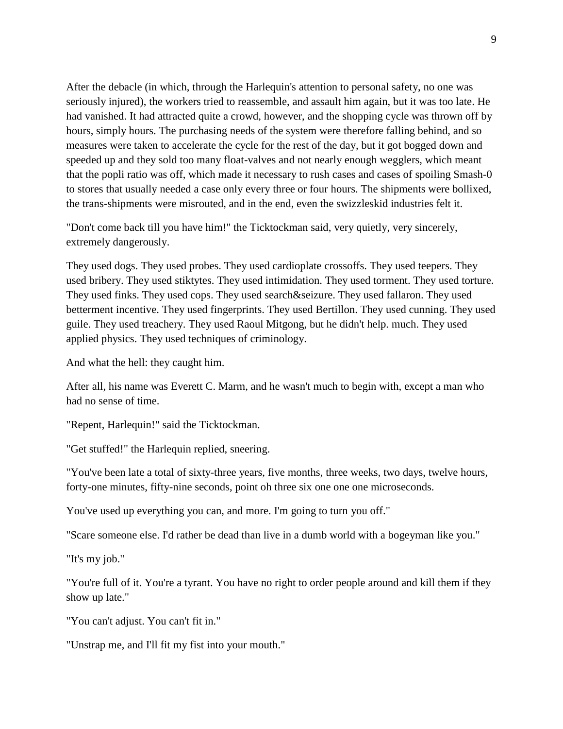After the debacle (in which, through the Harlequin's attention to personal safety, no one was seriously injured), the workers tried to reassemble, and assault him again, but it was too late. He had vanished. It had attracted quite a crowd, however, and the shopping cycle was thrown off by hours, simply hours. The purchasing needs of the system were therefore falling behind, and so measures were taken to accelerate the cycle for the rest of the day, but it got bogged down and speeded up and they sold too many float-valves and not nearly enough wegglers, which meant that the popli ratio was off, which made it necessary to rush cases and cases of spoiling Smash-0 to stores that usually needed a case only every three or four hours. The shipments were bollixed, the trans-shipments were misrouted, and in the end, even the swizzleskid industries felt it.

"Don't come back till you have him!" the Ticktockman said, very quietly, very sincerely, extremely dangerously.

They used dogs. They used probes. They used cardioplate crossoffs. They used teepers. They used bribery. They used stiktytes. They used intimidation. They used torment. They used torture. They used finks. They used cops. They used search&seizure. They used fallaron. They used betterment incentive. They used fingerprints. They used Bertillon. They used cunning. They used guile. They used treachery. They used Raoul Mitgong, but he didn't help. much. They used applied physics. They used techniques of criminology.

And what the hell: they caught him.

After all, his name was Everett C. Marm, and he wasn't much to begin with, except a man who had no sense of time.

"Repent, Harlequin!" said the Ticktockman.

"Get stuffed!" the Harlequin replied, sneering.

"You've been late a total of sixty-three years, five months, three weeks, two days, twelve hours, forty-one minutes, fifty-nine seconds, point oh three six one one one microseconds.

You've used up everything you can, and more. I'm going to turn you off."

"Scare someone else. I'd rather be dead than live in a dumb world with a bogeyman like you."

"It's my job."

"You're full of it. You're a tyrant. You have no right to order people around and kill them if they show up late."

"You can't adjust. You can't fit in."

"Unstrap me, and I'll fit my fist into your mouth."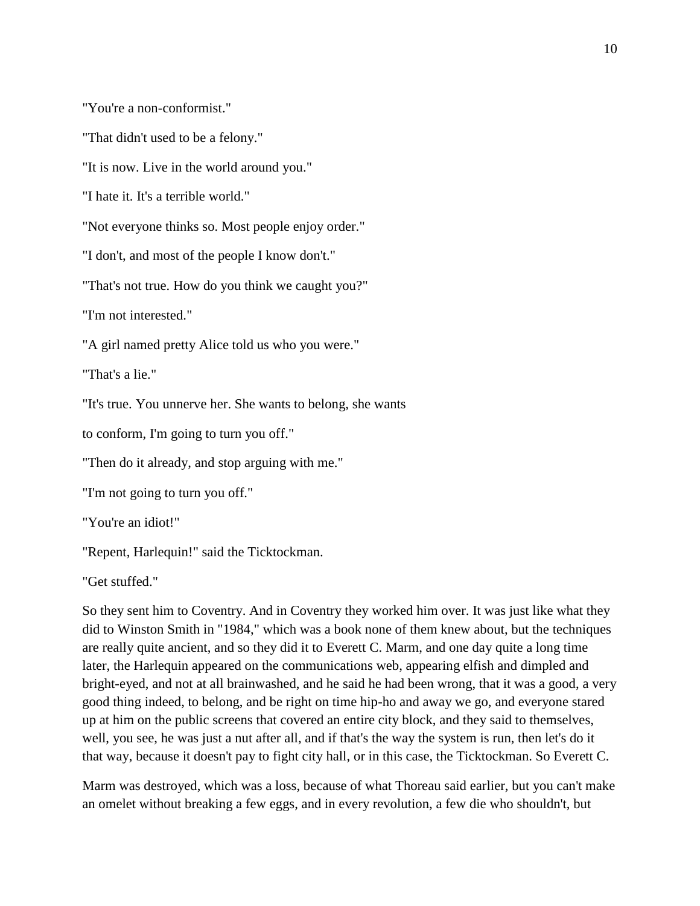"You're a non-conformist."

"That didn't used to be a felony."

"It is now. Live in the world around you."

"I hate it. It's a terrible world."

"Not everyone thinks so. Most people enjoy order."

"I don't, and most of the people I know don't."

"That's not true. How do you think we caught you?"

"I'm not interested."

"A girl named pretty Alice told us who you were."

"That's a lie."

"It's true. You unnerve her. She wants to belong, she wants to conform, I'm going to turn you off."

"Then do it already, and stop arguing with me."

"I'm not going to turn you off."

"You're an idiot!"

"Repent, Harlequin!" said the Ticktockman.

"Get stuffed."

So they sent him to Coventry. And in Coventry they worked him over. It was just like what they did to Winston Smith in "1984," which was a book none of them knew about, but the techniques are really quite ancient, and so they did it to Everett C. Marm, and one day quite a long time later, the Harlequin appeared on the communications web, appearing elfish and dimpled and bright-eyed, and not at all brainwashed, and he said he had been wrong, that it was a good, a very good thing indeed, to belong, and be right on time hip-ho and away we go, and everyone stared up at him on the public screens that covered an entire city block, and they said to themselves, well, you see, he was just a nut after all, and if that's the way the system is run, then let's do it that way, because it doesn't pay to fight city hall, or in this case, the Ticktockman. So Everett C. Marm was destroyed, which was a loss, because of what Thoreau said earlier, but you can't make an omelet without breaking a few eggs, and in every revolution, a few die who shouldn't, but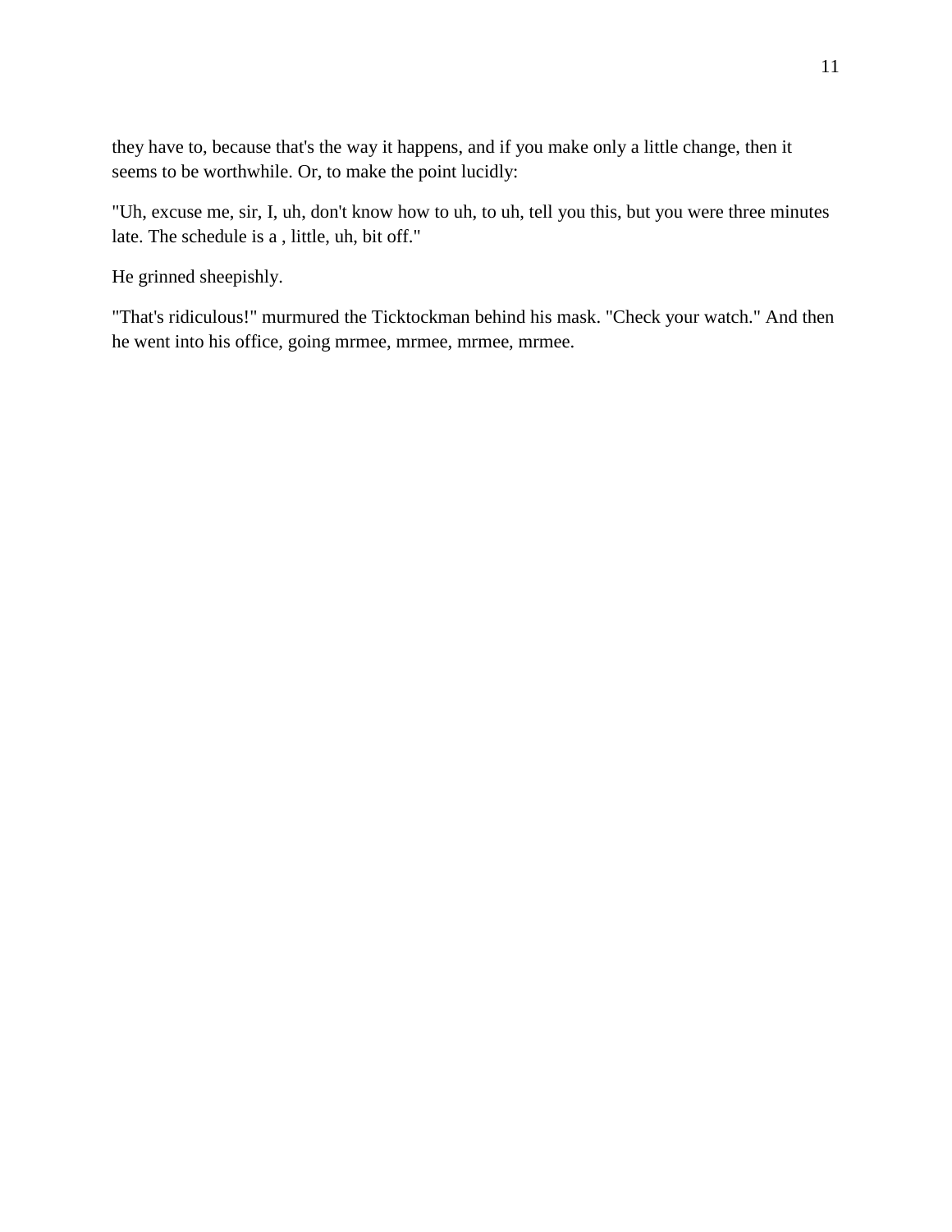they have to, because that's the way it happens, and if you make only a little change, then it seems to be worthwhile. Or, to make the point lucidly:

"Uh, excuse me, sir, I, uh, don't know how to uh, to uh, tell you this, but you were three minutes late. The schedule is a , little, uh, bit off."

He grinned sheepishly.

"That's ridiculous!" murmured the Ticktockman behind his mask. "Check your watch." And then he went into his office, going mrmee, mrmee, mrmee, mrmee.